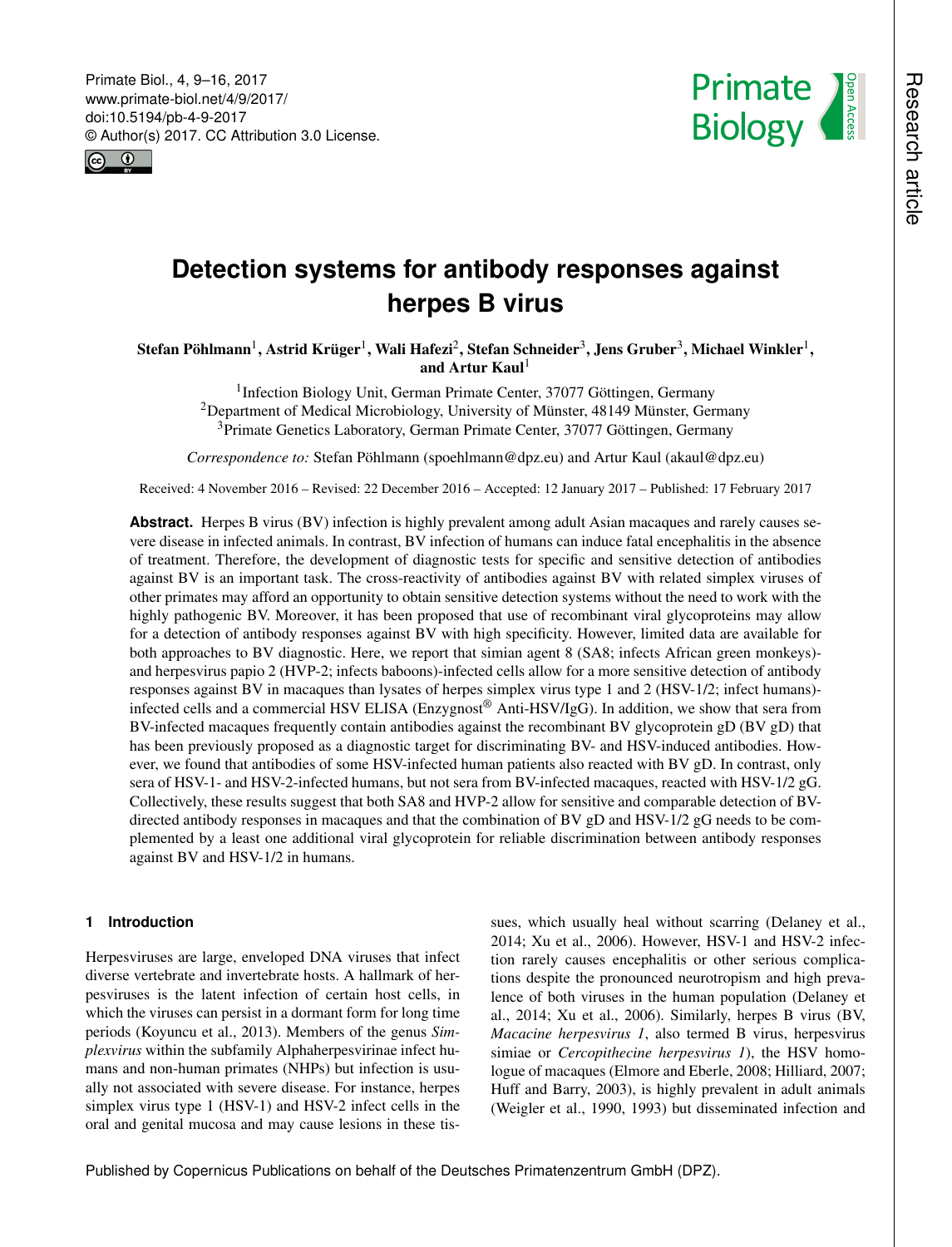# Detection systems for antibody responses against herpes B virus

**Stefan Pöhlmann**[1], **Astrid Krüger**[1], **Wali Hafezi**[2], **Stefan Schneider**[3], **Jens Gruber**[3], **Michael Winkler**[1], **and Artur Kaul**[1]

[1]Infection Biology Unit, German Primate Center, 37077 Göttingen, Germany
[2]Department of Medical Microbiology, University of Münster, 48149 Münster, Germany
[3]Primate Genetics Laboratory, German Primate Center, 37077 Göttingen, Germany

*Correspondence to:* Stefan Pöhlmann (spoehlmann@dpz.eu) and Artur Kaul (akaul@dpz.eu)

Received: 4 November 2016 – Revised: 22 December 2016 – Accepted: 12 January 2017 – Published: 17 February 2017

**Abstract.** Herpes B virus (BV) infection is highly prevalent among adult Asian macaques and rarely causes severe disease in infected animals. In contrast, BV infection of humans can induce fatal encephalitis in the absence of treatment. Therefore, the development of diagnostic tests for specific and sensitive detection of antibodies against BV is an important task. The cross-reactivity of antibodies against BV with related simplex viruses of other primates may afford an opportunity to obtain sensitive detection systems without the need to work with the highly pathogenic BV. Moreover, it has been proposed that use of recombinant viral glycoproteins may allow for a detection of antibody responses against BV with high specificity. However, limited data are available for both approaches to BV diagnostic. Here, we report that simian agent 8 (SA8; infects African green monkeys)- and herpesvirus papio 2 (HVP-2; infects baboons)-infected cells allow for a more sensitive detection of antibody responses against BV in macaques than lysates of herpes simplex virus type 1 and 2 (HSV-1/2; infect humans)-infected cells and a commercial HSV ELISA (Enzygnost® Anti-HSV/IgG). In addition, we show that sera from BV-infected macaques frequently contain antibodies against the recombinant BV glycoprotein gD (BV gD) that has been previously proposed as a diagnostic target for discriminating BV- and HSV-induced antibodies. However, we found that antibodies of some HSV-infected human patients also reacted with BV gD. In contrast, only sera of HSV-1- and HSV-2-infected humans, but not sera from BV-infected macaques, reacted with HSV-1/2 gG. Collectively, these results suggest that both SA8 and HVP-2 allow for sensitive and comparable detection of BV-directed antibody responses in macaques and that the combination of BV gD and HSV-1/2 gG needs to be complemented by a least one additional viral glycoprotein for reliable discrimination between antibody responses against BV and HSV-1/2 in humans.

## 1 Introduction

Herpesviruses are large, enveloped DNA viruses that infect diverse vertebrate and invertebrate hosts. A hallmark of herpesviruses is the latent infection of certain host cells, in which the viruses can persist in a dormant form for long time periods (Koyuncu et al., 2013). Members of the genus *Simplexvirus* within the subfamily Alphaherpesvirinae infect humans and non-human primates (NHPs) but infection is usually not associated with severe disease. For instance, herpes simplex virus type 1 (HSV-1) and HSV-2 infect cells in the oral and genital mucosa and may cause lesions in these tissues, which usually heal without scarring (Delaney et al., 2014; Xu et al., 2006). However, HSV-1 and HSV-2 infection rarely causes encephalitis or other serious complications despite the pronounced neurotropism and high prevalence of both viruses in the human population (Delaney et al., 2014; Xu et al., 2006). Similarly, herpes B virus (BV, *Macacine herpesvirus 1*, also termed B virus, herpesvirus simiae or *Cercopithecine herpesvirus 1*), the HSV homologue of macaques (Elmore and Eberle, 2008; Hilliard, 2007; Huff and Barry, 2003), is highly prevalent in adult animals (Weigler et al., 1990, 1993) but disseminated infection and

Published by Copernicus Publications on behalf of the Deutsches Primatenzentrum GmbH (DPZ).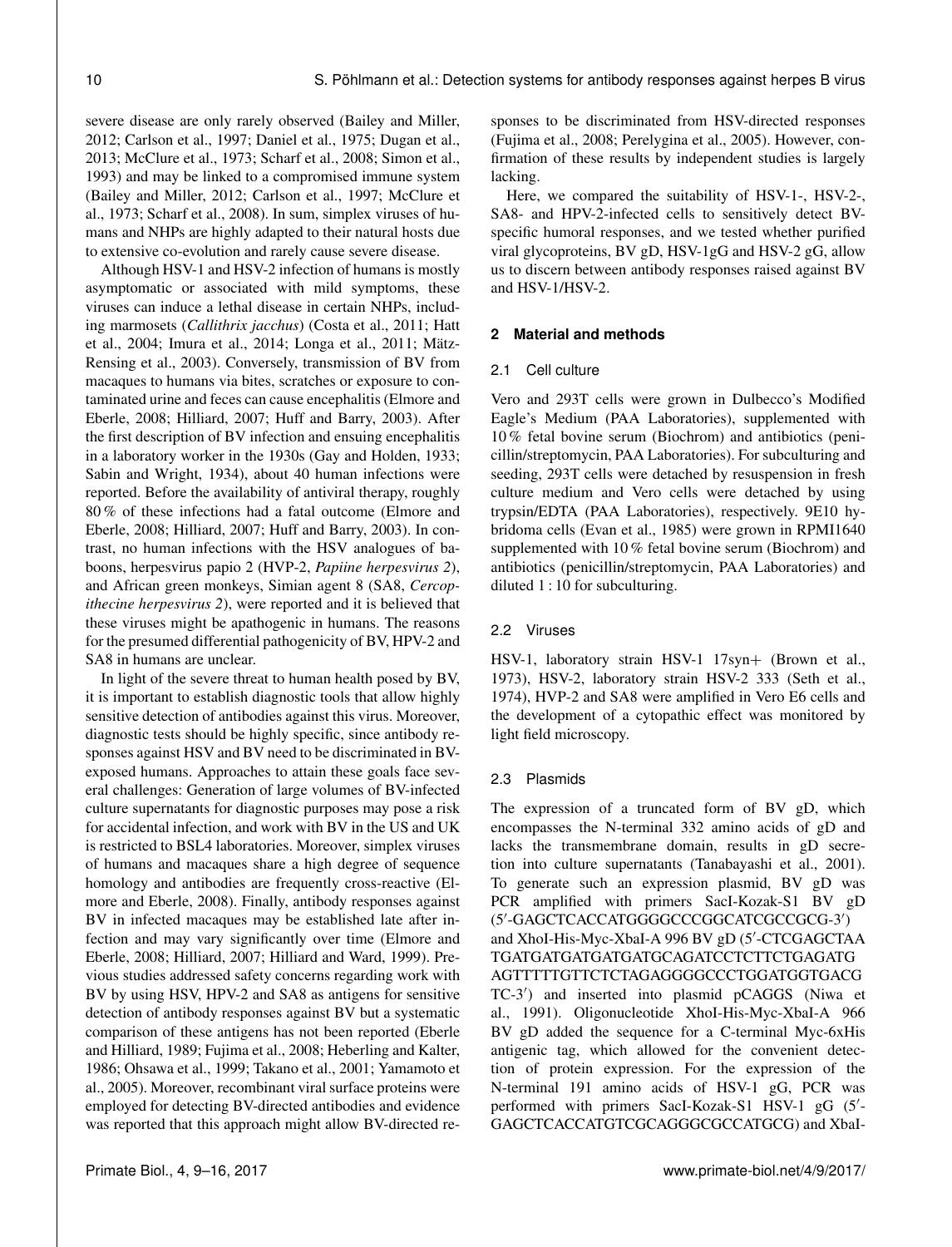severe disease are only rarely observed (Bailey and Miller, 2012; Carlson et al., 1997; Daniel et al., 1975; Dugan et al., 2013; McClure et al., 1973; Scharf et al., 2008; Simon et al., 1993) and may be linked to a compromised immune system (Bailey and Miller, 2012; Carlson et al., 1997; McClure et al., 1973; Scharf et al., 2008). In sum, simplex viruses of humans and NHPs are highly adapted to their natural hosts due to extensive co-evolution and rarely cause severe disease.

Although HSV-1 and HSV-2 infection of humans is mostly asymptomatic or associated with mild symptoms, these viruses can induce a lethal disease in certain NHPs, including marmosets (*Callithrix jacchus*) (Costa et al., 2011; Hatt et al., 2004; Imura et al., 2014; Longa et al., 2011; Mätz-Rensing et al., 2003). Conversely, transmission of BV from macaques to humans via bites, scratches or exposure to contaminated urine and feces can cause encephalitis (Elmore and Eberle, 2008; Hilliard, 2007; Huff and Barry, 2003). After the first description of BV infection and ensuing encephalitis in a laboratory worker in the 1930s (Gay and Holden, 1933; Sabin and Wright, 1934), about 40 human infections were reported. Before the availability of antiviral therapy, roughly 80 % of these infections had a fatal outcome (Elmore and Eberle, 2008; Hilliard, 2007; Huff and Barry, 2003). In contrast, no human infections with the HSV analogues of baboons, herpesvirus papio 2 (HVP-2, *Papiine herpesvirus 2*), and African green monkeys, Simian agent 8 (SA8, *Cercopithecine herpesvirus 2*), were reported and it is believed that these viruses might be apathogenic in humans. The reasons for the presumed differential pathogenicity of BV, HPV-2 and SA8 in humans are unclear.

In light of the severe threat to human health posed by BV, it is important to establish diagnostic tools that allow highly sensitive detection of antibodies against this virus. Moreover, diagnostic tests should be highly specific, since antibody responses against HSV and BV need to be discriminated in BV-exposed humans. Approaches to attain these goals face several challenges: Generation of large volumes of BV-infected culture supernatants for diagnostic purposes may pose a risk for accidental infection, and work with BV in the US and UK is restricted to BSL4 laboratories. Moreover, simplex viruses of humans and macaques share a high degree of sequence homology and antibodies are frequently cross-reactive (Elmore and Eberle, 2008). Finally, antibody responses against BV in infected macaques may be established late after infection and may vary significantly over time (Elmore and Eberle, 2008; Hilliard, 2007; Hilliard and Ward, 1999). Previous studies addressed safety concerns regarding work with BV by using HSV, HPV-2 and SA8 as antigens for sensitive detection of antibody responses against BV but a systematic comparison of these antigens has not been reported (Eberle and Hilliard, 1989; Fujima et al., 2008; Heberling and Kalter, 1986; Ohsawa et al., 1999; Takano et al., 2001; Yamamoto et al., 2005). Moreover, recombinant viral surface proteins were employed for detecting BV-directed antibodies and evidence was reported that this approach might allow BV-directed responses to be discriminated from HSV-directed responses (Fujima et al., 2008; Perelygina et al., 2005). However, confirmation of these results by independent studies is largely lacking.

Here, we compared the suitability of HSV-1-, HSV-2-, SA8- and HPV-2-infected cells to sensitively detect BV-specific humoral responses, and we tested whether purified viral glycoproteins, BV gD, HSV-1gG and HSV-2 gG, allow us to discern between antibody responses raised against BV and HSV-1/HSV-2.

## 2 Material and methods

### 2.1 Cell culture

Vero and 293T cells were grown in Dulbecco's Modified Eagle's Medium (PAA Laboratories), supplemented with 10 % fetal bovine serum (Biochrom) and antibiotics (penicillin/streptomycin, PAA Laboratories). For subculturing and seeding, 293T cells were detached by resuspension in fresh culture medium and Vero cells were detached by using trypsin/EDTA (PAA Laboratories), respectively. 9E10 hybridoma cells (Evan et al., 1985) were grown in RPMI1640 supplemented with 10 % fetal bovine serum (Biochrom) and antibiotics (penicillin/streptomycin, PAA Laboratories) and diluted 1 : 10 for subculturing.

### 2.2 Viruses

HSV-1, laboratory strain HSV-1 17syn+ (Brown et al., 1973), HSV-2, laboratory strain HSV-2 333 (Seth et al., 1974), HVP-2 and SA8 were amplified in Vero E6 cells and the development of a cytopathic effect was monitored by light field microscopy.

### 2.3 Plasmids

The expression of a truncated form of BV gD, which encompasses the N-terminal 332 amino acids of gD and lacks the transmembrane domain, results in gD secretion into culture supernatants (Tanabayashi et al., 2001). To generate such an expression plasmid, BV gD was PCR amplified with primers SacI-Kozak-S1 BV gD (5′-GAGCTCACCATGGGGCCCGGCATCGCCGCG-3′) and XhoI-His-Myc-XbaI-A 996 BV gD (5′-CTCGAGCTAA TGATGATGATGATGATGCAGATCCTCTTCTGAGATG AGTTTTTGTTCTCTAGAGGGGCCCTGGATGGTGACG TC-3′) and inserted into plasmid pCAGGS (Niwa et al., 1991). Oligonucleotide XhoI-His-Myc-XbaI-A 966 BV gD added the sequence for a C-terminal Myc-6xHis antigenic tag, which allowed for the convenient detection of protein expression. For the expression of the N-terminal 191 amino acids of HSV-1 gG, PCR was performed with primers SacI-Kozak-S1 HSV-1 gG (5′-GAGCTCACCATGTCGCAGGGCGCCATGCG) and XbaI-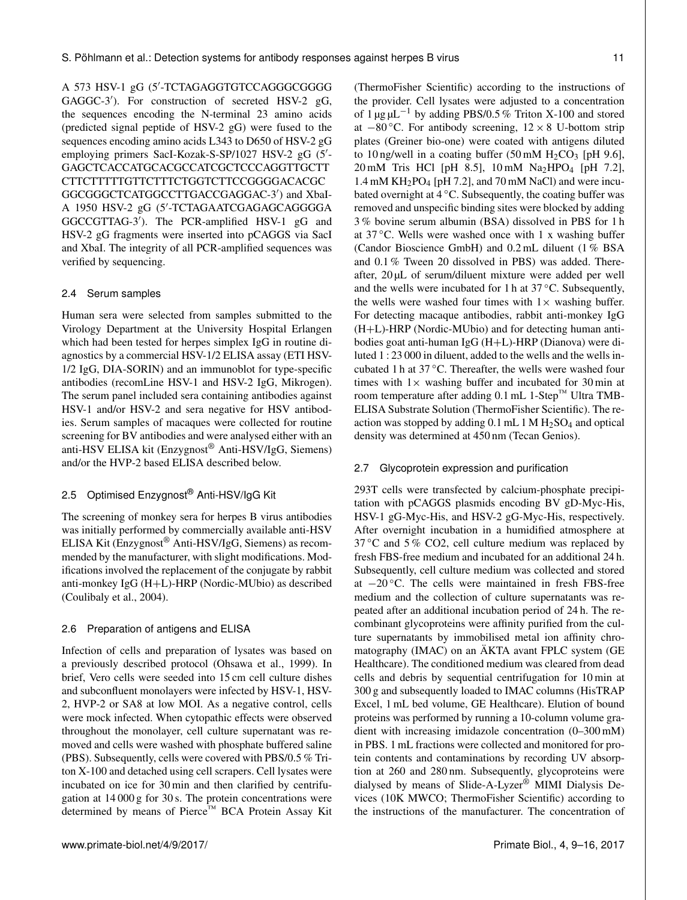A 573 HSV-1 gG (5′-TCTAGAGGTGTCCAGGGCGGGG GAGGC-3′). For construction of secreted HSV-2 gG, the sequences encoding the N-terminal 23 amino acids (predicted signal peptide of HSV-2 gG) were fused to the sequences encoding amino acids L343 to D650 of HSV-2 gG employing primers SacI-Kozak-S-SP/1027 HSV-2 gG (5′-GAGCTCACCATGCACGCCATCGCTCCCAGGTTGCTT CTTCTTTTGTTCTTTCTGGTCTTCCGGGGACACGC GGCGGGCTCATGGCCTTGACCGAGGAC-3′) and XbaI-A 1950 HSV-2 gG (5′-TCTAGAATCGAGAGCAGGGGA GGCCGTTAG-3′). The PCR-amplified HSV-1 gG and HSV-2 gG fragments were inserted into pCAGGS via SacI and XbaI. The integrity of all PCR-amplified sequences was verified by sequencing.

## 2.4 Serum samples

Human sera were selected from samples submitted to the Virology Department at the University Hospital Erlangen which had been tested for herpes simplex IgG in routine diagnostics by a commercial HSV-1/2 ELISA assay (ETI HSV-1/2 IgG, DIA-SORIN) and an immunoblot for type-specific antibodies (recomLine HSV-1 and HSV-2 IgG, Mikrogen). The serum panel included sera containing antibodies against HSV-1 and/or HSV-2 and sera negative for HSV antibodies. Serum samples of macaques were collected for routine screening for BV antibodies and were analysed either with an anti-HSV ELISA kit (Enzygnost® Anti-HSV/IgG, Siemens) and/or the HVP-2 based ELISA described below.

## 2.5 Optimised Enzygnost® Anti-HSV/IgG Kit

The screening of monkey sera for herpes B virus antibodies was initially performed by commercially available anti-HSV ELISA Kit (Enzygnost® Anti-HSV/IgG, Siemens) as recommended by the manufacturer, with slight modifications. Modifications involved the replacement of the conjugate by rabbit anti-monkey IgG (H+L)-HRP (Nordic-MUbio) as described (Coulibaly et al., 2004).

## 2.6 Preparation of antigens and ELISA

Infection of cells and preparation of lysates was based on a previously described protocol (Ohsawa et al., 1999). In brief, Vero cells were seeded into 15 cm cell culture dishes and subconfluent monolayers were infected by HSV-1, HSV-2, HVP-2 or SA8 at low MOI. As a negative control, cells were mock infected. When cytopathic effects were observed throughout the monolayer, cell culture supernatant was removed and cells were washed with phosphate buffered saline (PBS). Subsequently, cells were covered with PBS/0.5 % Triton X-100 and detached using cell scrapers. Cell lysates were incubated on ice for 30 min and then clarified by centrifugation at 14 000 g for 30 s. The protein concentrations were determined by means of Pierce™ BCA Protein Assay Kit (ThermoFisher Scientific) according to the instructions of the provider. Cell lysates were adjusted to a concentration of $1\,\mu g\,\mu L^{-1}$ by adding PBS/0.5 % Triton X-100 and stored at −80 °C. For antibody screening, $12 \times 8$ U-bottom strip plates (Greiner bio-one) were coated with antigens diluted to 10 ng/well in a coating buffer (50 mM $H_2CO_3$ [pH 9.6], 20 mM Tris HCl [pH 8.5], 10 mM $Na_2HPO_4$ [pH 7.2], 1.4 mM $KH_2PO_4$ [pH 7.2], and 70 mM NaCl) and were incubated overnight at 4 °C. Subsequently, the coating buffer was removed and unspecific binding sites were blocked by adding 3 % bovine serum albumin (BSA) dissolved in PBS for 1 h at 37 °C. Wells were washed once with 1 x washing buffer (Candor Bioscience GmbH) and 0.2 mL diluent (1 % BSA and 0.1 % Tween 20 dissolved in PBS) was added. Thereafter, 20 µL of serum/diluent mixture were added per well and the wells were incubated for 1 h at 37 °C. Subsequently, the wells were washed four times with 1× washing buffer. For detecting macaque antibodies, rabbit anti-monkey IgG (H+L)-HRP (Nordic-MUbio) and for detecting human antibodies goat anti-human IgG (H+L)-HRP (Dianova) were diluted 1 : 23 000 in diluent, added to the wells and the wells incubated 1 h at 37 °C. Thereafter, the wells were washed four times with 1× washing buffer and incubated for 30 min at room temperature after adding 0.1 mL 1-Step™ Ultra TMB-ELISA Substrate Solution (ThermoFisher Scientific). The reaction was stopped by adding 0.1 mL 1 M $H_2SO_4$ and optical density was determined at 450 nm (Tecan Genios).

## 2.7 Glycoprotein expression and purification

293T cells were transfected by calcium-phosphate precipitation with pCAGGS plasmids encoding BV gD-Myc-His, HSV-1 gG-Myc-His, and HSV-2 gG-Myc-His, respectively. After overnight incubation in a humidified atmosphere at 37 °C and 5 % CO2, cell culture medium was replaced by fresh FBS-free medium and incubated for an additional 24 h. Subsequently, cell culture medium was collected and stored at −20 °C. The cells were maintained in fresh FBS-free medium and the collection of culture supernatants was repeated after an additional incubation period of 24 h. The recombinant glycoproteins were affinity purified from the culture supernatants by immobilised metal ion affinity chromatography (IMAC) on an ÄKTA avant FPLC system (GE Healthcare). The conditioned medium was cleared from dead cells and debris by sequential centrifugation for 10 min at 300 g and subsequently loaded to IMAC columns (HisTRAP Excel, 1 mL bed volume, GE Healthcare). Elution of bound proteins was performed by running a 10-column volume gradient with increasing imidazole concentration (0–300 mM) in PBS. 1 mL fractions were collected and monitored for protein contents and contaminations by recording UV absorption at 260 and 280 nm. Subsequently, glycoproteins were dialysed by means of Slide-A-Lyzer® MIMI Dialysis Devices (10K MWCO; ThermoFisher Scientific) according to the instructions of the manufacturer. The concentration of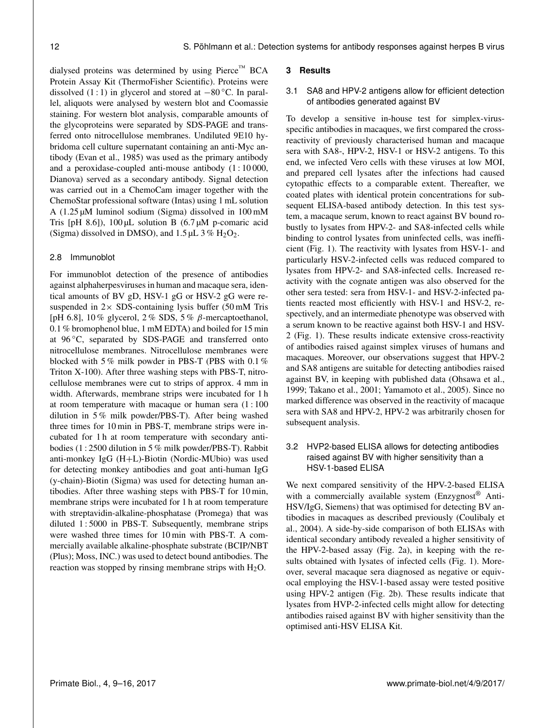dialysed proteins was determined by using Pierce™ BCA Protein Assay Kit (ThermoFisher Scientific). Proteins were dissolved (1 : 1) in glycerol and stored at −80 °C. In parallel, aliquots were analysed by western blot and Coomassie staining. For western blot analysis, comparable amounts of the glycoproteins were separated by SDS-PAGE and transferred onto nitrocellulose membranes. Undiluted 9E10 hybridoma cell culture supernatant containing an anti-Myc antibody (Evan et al., 1985) was used as the primary antibody and a peroxidase-coupled anti-mouse antibody (1 : 10 000, Dianova) served as a secondary antibody. Signal detection was carried out in a ChemoCam imager together with the ChemoStar professional software (Intas) using 1 mL solution A (1.25 µM luminol sodium (Sigma) dissolved in 100 mM Tris [pH 8.6]), 100 µL solution B (6.7 µM p-comaric acid (Sigma) dissolved in DMSO), and 1.5 µL 3 % $H_2O_2$.

### 2.8 Immunoblot

For immunoblot detection of the presence of antibodies against alphaherpesviruses in human and macaque sera, identical amounts of BV gD, HSV-1 gG or HSV-2 gG were resuspended in 2× SDS-containing lysis buffer (50 mM Tris [pH 6.8], 10 % glycerol, 2 % SDS, 5 % β-mercaptoethanol, 0.1 % bromophenol blue, 1 mM EDTA) and boiled for 15 min at 96 °C, separated by SDS-PAGE and transferred onto nitrocellulose membranes. Nitrocellulose membranes were blocked with 5 % milk powder in PBS-T (PBS with 0.1 % Triton X-100). After three washing steps with PBS-T, nitrocellulose membranes were cut to strips of approx. 4 mm in width. Afterwards, membrane strips were incubated for 1 h at room temperature with macaque or human sera (1 : 100 dilution in 5 % milk powder/PBS-T). After being washed three times for 10 min in PBS-T, membrane strips were incubated for 1 h at room temperature with secondary antibodies (1 : 2500 dilution in 5 % milk powder/PBS-T). Rabbit anti-monkey IgG (H+L)-Biotin (Nordic-MUbio) was used for detecting monkey antibodies and goat anti-human IgG (y-chain)-Biotin (Sigma) was used for detecting human antibodies. After three washing steps with PBS-T for 10 min, membrane strips were incubated for 1 h at room temperature with streptavidin-alkaline-phosphatase (Promega) that was diluted 1 : 5000 in PBS-T. Subsequently, membrane strips were washed three times for 10 min with PBS-T. A commercially available alkaline-phosphate substrate (BCIP/NBT (Plus); Moss, INC.) was used to detect bound antibodies. The reaction was stopped by rinsing membrane strips with $H_2O$.

## 3 Results

### 3.1 SA8 and HPV-2 antigens allow for efficient detection of antibodies generated against BV

To develop a sensitive in-house test for simplex-virus-specific antibodies in macaques, we first compared the cross-reactivity of previously characterised human and macaque sera with SA8-, HPV-2, HSV-1 or HSV-2 antigens. To this end, we infected Vero cells with these viruses at low MOI, and prepared cell lysates after the infections had caused cytopathic effects to a comparable extent. Thereafter, we coated plates with identical protein concentrations for subsequent ELISA-based antibody detection. In this test system, a macaque serum, known to react against BV bound robustly to lysates from HPV-2- and SA8-infected cells while binding to control lysates from uninfected cells, was inefficient (Fig. 1). The reactivity with lysates from HSV-1- and particularly HSV-2-infected cells was reduced compared to lysates from HPV-2- and SA8-infected cells. Increased reactivity with the cognate antigen was also observed for the other sera tested: sera from HSV-1- and HSV-2-infected patients reacted most efficiently with HSV-1 and HSV-2, respectively, and an intermediate phenotype was observed with a serum known to be reactive against both HSV-1 and HSV-2 (Fig. 1). These results indicate extensive cross-reactivity of antibodies raised against simplex viruses of humans and macaques. Moreover, our observations suggest that HPV-2 and SA8 antigens are suitable for detecting antibodies raised against BV, in keeping with published data (Ohsawa et al., 1999; Takano et al., 2001; Yamamoto et al., 2005). Since no marked difference was observed in the reactivity of macaque sera with SA8 and HPV-2, HPV-2 was arbitrarily chosen for subsequent analysis.

### 3.2 HVP2-based ELISA allows for detecting antibodies raised against BV with higher sensitivity than a HSV-1-based ELISA

We next compared sensitivity of the HPV-2-based ELISA with a commercially available system (Enzygnost® Anti-HSV/IgG, Siemens) that was optimised for detecting BV antibodies in macaques as described previously (Coulibaly et al., 2004). A side-by-side comparison of both ELISAs with identical secondary antibody revealed a higher sensitivity of the HPV-2-based assay (Fig. 2a), in keeping with the results obtained with lysates of infected cells (Fig. 1). Moreover, several macaque sera diagnosed as negative or equivocal employing the HSV-1-based assay were tested positive using HPV-2 antigen (Fig. 2b). These results indicate that lysates from HVP-2-infected cells might allow for detecting antibodies raised against BV with higher sensitivity than the optimised anti-HSV ELISA Kit.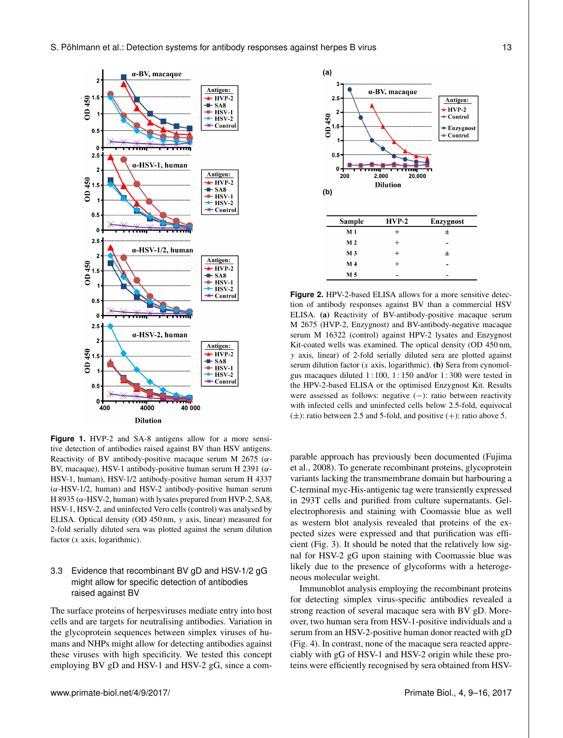**Figure 1.** HVP-2 and SA-8 antigens allow for a more sensitive detection of antibodies raised against BV than HSV antigens. Reactivity of BV antibody-positive macaque serum M 2675 ($\alpha$-BV, macaque), HSV-1 antibody-positive human serum H 2391 ($\alpha$-HSV-1, human), HSV-1/2 antibody-positive human serum H 4337 ($\alpha$-HSV-1/2, human) and HSV-2 antibody-positive human serum H 8935 ($\alpha$-HSV-2, human) with lysates prepared from HVP-2, SA8, HSV-1, HSV-2, and uninfected Vero cells (control) was analysed by ELISA. Optical density (OD 450 nm, *y* axis, linear) measured for 2-fold serially diluted sera was plotted against the serum dilution factor (*x* axis, logarithmic).

**(b)**

| Sample | HVP-2 | Enzygnost |
|---|---|---|
| M 1 | + | ± |
| M 2 | + | - |
| M 3 | + | ± |
| M 4 | + | - |
| M 5 | - | - |

**Figure 2.** HPV-2-based ELISA allows for a more sensitive detection of antibody responses against BV than a commercial HSV ELISA. **(a)** Reactivity of BV-antibody-positive macaque serum M 2675 (HVP-2, Enzygnost) and BV-antibody-negative macaque serum M 16322 (control) against HPV-2 lysates and Enzygnost Kit-coated wells was examined. The optical density (OD 450 nm, *y* axis, linear) of 2-fold serially diluted sera are plotted against serum dilution factor (*x* axis, logarithmic). **(b)** Sera from cynomolgus macaques diluted 1 : 100, 1 : 150 and/or 1 : 300 were tested in the HPV-2-based ELISA or the optimised Enzygnost Kit. Results were assessed as follows: negative (−): ratio between reactivity with infected cells and uninfected cells below 2.5-fold, equivocal (±): ratio between 2.5 and 5-fold, and positive (+): ratio above 5.

### 3.3 Evidence that recombinant BV gD and HSV-1/2 gG might allow for specific detection of antibodies raised against BV

The surface proteins of herpesviruses mediate entry into host cells and are targets for neutralising antibodies. Variation in the glycoprotein sequences between simplex viruses of humans and NHPs might allow for detecting antibodies against these viruses with high specificity. We tested this concept employing BV gD and HSV-1 and HSV-2 gG, since a comparable approach has previously been documented (Fujima et al., 2008). To generate recombinant proteins, glycoprotein variants lacking the transmembrane domain but harbouring a C-terminal myc-His-antigenic tag were transiently expressed in 293T cells and purified from culture supernatants. Gel-electrophoresis and staining with Coomassie blue as well as western blot analysis revealed that proteins of the expected sizes were expressed and that purification was efficient (Fig. 3). It should be noted that the relatively low signal for HSV-2 gG upon staining with Coomassie blue was likely due to the presence of glycoforms with a heterogeneous molecular weight.

Immunoblot analysis employing the recombinant proteins for detecting simplex virus-specific antibodies revealed a strong reaction of several macaque sera with BV gD. Moreover, two human sera from HSV-1-positive individuals and a serum from an HSV-2-positive human donor reacted with gD (Fig. 4). In contrast, none of the macaque sera reacted appreciably with gG of HSV-1 and HSV-2 origin while these proteins were efficiently recognised by sera obtained from HSV-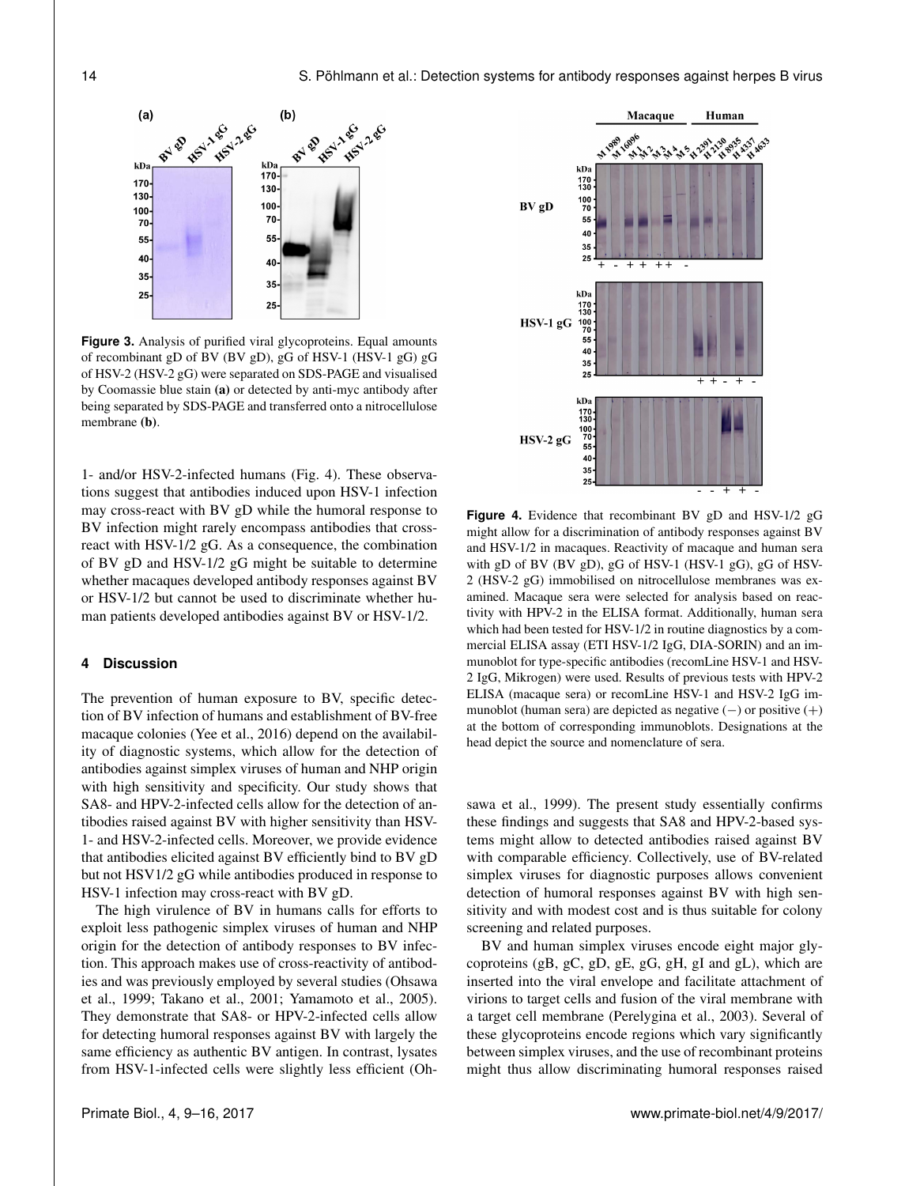**Figure 3.** Analysis of purified viral glycoproteins. Equal amounts of recombinant gD of BV (BV gD), gG of HSV-1 (HSV-1 gG) gG of HSV-2 (HSV-2 gG) were separated on SDS-PAGE and visualised by Coomassie blue stain **(a)** or detected by anti-myc antibody after being separated by SDS-PAGE and transferred onto a nitrocellulose membrane **(b)**.

1- and/or HSV-2-infected humans (Fig. 4). These observations suggest that antibodies induced upon HSV-1 infection may cross-react with BV gD while the humoral response to BV infection might rarely encompass antibodies that cross-react with HSV-1/2 gG. As a consequence, the combination of BV gD and HSV-1/2 gG might be suitable to determine whether macaques developed antibody responses against BV or HSV-1/2 but cannot be used to discriminate whether human patients developed antibodies against BV or HSV-1/2.

## 4 Discussion

The prevention of human exposure to BV, specific detection of BV infection of humans and establishment of BV-free macaque colonies (Yee et al., 2016) depend on the availability of diagnostic systems, which allow for the detection of antibodies against simplex viruses of human and NHP origin with high sensitivity and specificity. Our study shows that SA8- and HPV-2-infected cells allow for the detection of antibodies raised against BV with higher sensitivity than HSV-1- and HSV-2-infected cells. Moreover, we provide evidence that antibodies elicited against BV efficiently bind to BV gD but not HSV1/2 gG while antibodies produced in response to HSV-1 infection may cross-react with BV gD.

The high virulence of BV in humans calls for efforts to exploit less pathogenic simplex viruses of human and NHP origin for the detection of antibody responses to BV infection. This approach makes use of cross-reactivity of antibodies and was previously employed by several studies (Ohsawa et al., 1999; Takano et al., 2001; Yamamoto et al., 2005). They demonstrate that SA8- or HPV-2-infected cells allow for detecting humoral responses against BV with largely the same efficiency as authentic BV antigen. In contrast, lysates from HSV-1-infected cells were slightly less efficient (Ohsawa et al., 1999). The present study essentially confirms these findings and suggests that SA8 and HPV-2-based systems might allow to detected antibodies raised against BV with comparable efficiency. Collectively, use of BV-related simplex viruses for diagnostic purposes allows convenient detection of humoral responses against BV with high sensitivity and with modest cost and is thus suitable for colony screening and related purposes.

**Figure 4.** Evidence that recombinant BV gD and HSV-1/2 gG might allow for a discrimination of antibody responses against BV and HSV-1/2 in macaques. Reactivity of macaque and human sera with gD of BV (BV gD), gG of HSV-1 (HSV-1 gG), gG of HSV-2 (HSV-2 gG) immobilised on nitrocellulose membranes was examined. Macaque sera were selected for analysis based on reactivity with HPV-2 in the ELISA format. Additionally, human sera which had been tested for HSV-1/2 in routine diagnostics by a commercial ELISA assay (ETI HSV-1/2 IgG, DIA-SORIN) and an immunoblot for type-specific antibodies (recomLine HSV-1 and HSV-2 IgG, Mikrogen) were used. Results of previous tests with HPV-2 ELISA (macaque sera) or recomLine HSV-1 and HSV-2 IgG immunoblot (human sera) are depicted as negative (−) or positive (+) at the bottom of corresponding immunoblots. Designations at the head depict the source and nomenclature of sera.

BV and human simplex viruses encode eight major glycoproteins (gB, gC, gD, gE, gG, gH, gI and gL), which are inserted into the viral envelope and facilitate attachment of virions to target cells and fusion of the viral membrane with a target cell membrane (Perelygina et al., 2003). Several of these glycoproteins encode regions which vary significantly between simplex viruses, and the use of recombinant proteins might thus allow discriminating humoral responses raised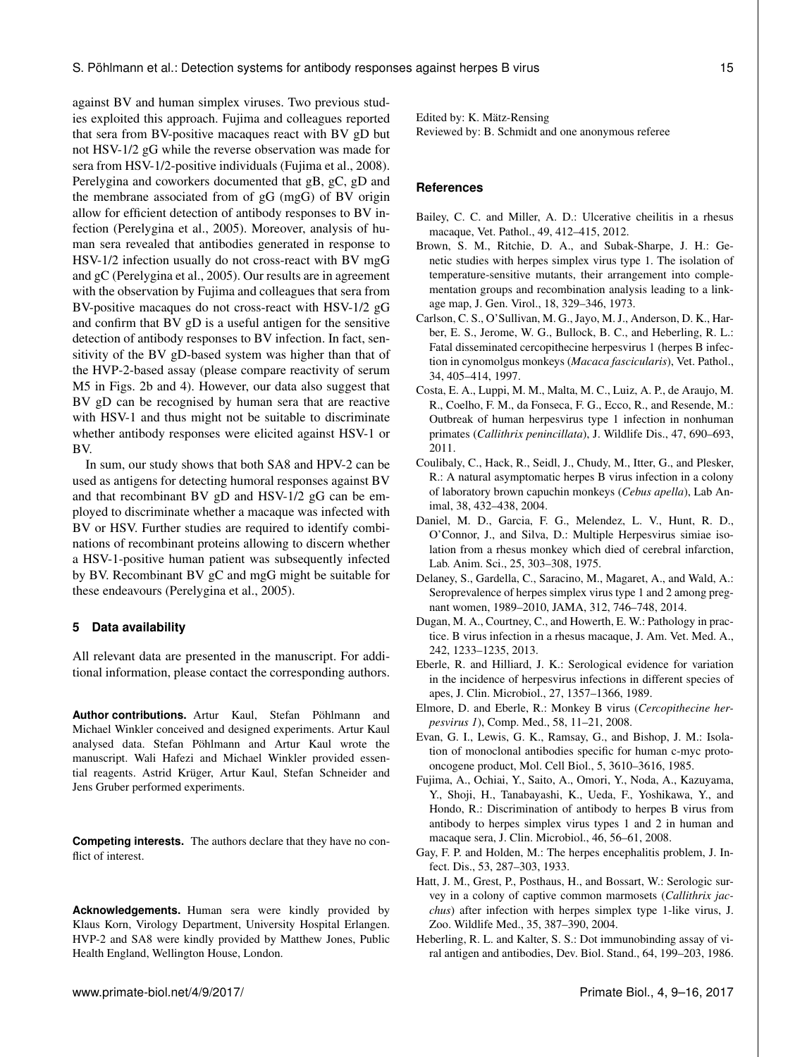against BV and human simplex viruses. Two previous studies exploited this approach. Fujima and colleagues reported that sera from BV-positive macaques react with BV gD but not HSV-1/2 gG while the reverse observation was made for sera from HSV-1/2-positive individuals (Fujima et al., 2008). Perelygina and coworkers documented that gB, gC, gD and the membrane associated from of gG (mgG) of BV origin allow for efficient detection of antibody responses to BV infection (Perelygina et al., 2005). Moreover, analysis of human sera revealed that antibodies generated in response to HSV-1/2 infection usually do not cross-react with BV mgG and gC (Perelygina et al., 2005). Our results are in agreement with the observation by Fujima and colleagues that sera from BV-positive macaques do not cross-react with HSV-1/2 gG and confirm that BV gD is a useful antigen for the sensitive detection of antibody responses to BV infection. In fact, sensitivity of the BV gD-based system was higher than that of the HVP-2-based assay (please compare reactivity of serum M5 in Figs. 2b and 4). However, our data also suggest that BV gD can be recognised by human sera that are reactive with HSV-1 and thus might not be suitable to discriminate whether antibody responses were elicited against HSV-1 or BV.

In sum, our study shows that both SA8 and HPV-2 can be used as antigens for detecting humoral responses against BV and that recombinant BV gD and HSV-1/2 gG can be employed to discriminate whether a macaque was infected with BV or HSV. Further studies are required to identify combinations of recombinant proteins allowing to discern whether a HSV-1-positive human patient was subsequently infected by BV. Recombinant BV gC and mgG might be suitable for these endeavours (Perelygina et al., 2005).

## 5 Data availability

All relevant data are presented in the manuscript. For additional information, please contact the corresponding authors.

**Author contributions.** Artur Kaul, Stefan Pöhlmann and Michael Winkler conceived and designed experiments. Artur Kaul analysed data. Stefan Pöhlmann and Artur Kaul wrote the manuscript. Wali Hafezi and Michael Winkler provided essential reagents. Astrid Krüger, Artur Kaul, Stefan Schneider and Jens Gruber performed experiments.

**Competing interests.** The authors declare that they have no conflict of interest.

**Acknowledgements.** Human sera were kindly provided by Klaus Korn, Virology Department, University Hospital Erlangen. HVP-2 and SA8 were kindly provided by Matthew Jones, Public Health England, Wellington House, London.

Edited by: K. Mätz-Rensing
Reviewed by: B. Schmidt and one anonymous referee

## References

Bailey, C. C. and Miller, A. D.: Ulcerative cheilitis in a rhesus macaque, Vet. Pathol., 49, 412–415, 2012.

Brown, S. M., Ritchie, D. A., and Subak-Sharpe, J. H.: Genetic studies with herpes simplex virus type 1. The isolation of temperature-sensitive mutants, their arrangement into complementation groups and recombination analysis leading to a linkage map, J. Gen. Virol., 18, 329–346, 1973.

Carlson, C. S., O'Sullivan, M. G., Jayo, M. J., Anderson, D. K., Harber, E. S., Jerome, W. G., Bullock, B. C., and Heberling, R. L.: Fatal disseminated cercopithecine herpesvirus 1 (herpes B infection in cynomolgus monkeys (*Macaca fascicularis*), Vet. Pathol., 34, 405–414, 1997.

Costa, E. A., Luppi, M. M., Malta, M. C., Luiz, A. P., de Araujo, M. R., Coelho, F. M., da Fonseca, F. G., Ecco, R., and Resende, M.: Outbreak of human herpesvirus type 1 infection in nonhuman primates (*Callithrix penincillata*), J. Wildlife Dis., 47, 690–693, 2011.

Coulibaly, C., Hack, R., Seidl, J., Chudy, M., Itter, G., and Plesker, R.: A natural asymptomatic herpes B virus infection in a colony of laboratory brown capuchin monkeys (*Cebus apella*), Lab Animal, 38, 432–438, 2004.

Daniel, M. D., Garcia, F. G., Melendez, L. V., Hunt, R. D., O'Connor, J., and Silva, D.: Multiple Herpesvirus simiae isolation from a rhesus monkey which died of cerebral infarction, Lab. Anim. Sci., 25, 303–308, 1975.

Delaney, S., Gardella, C., Saracino, M., Magaret, A., and Wald, A.: Seroprevalence of herpes simplex virus type 1 and 2 among pregnant women, 1989–2010, JAMA, 312, 746–748, 2014.

Dugan, M. A., Courtney, C., and Howerth, E. W.: Pathology in practice. B virus infection in a rhesus macaque, J. Am. Vet. Med. A., 242, 1233–1235, 2013.

Eberle, R. and Hilliard, J. K.: Serological evidence for variation in the incidence of herpesvirus infections in different species of apes, J. Clin. Microbiol., 27, 1357–1366, 1989.

Elmore, D. and Eberle, R.: Monkey B virus (*Cercopithecine herpesvirus 1*), Comp. Med., 58, 11–21, 2008.

Evan, G. I., Lewis, G. K., Ramsay, G., and Bishop, J. M.: Isolation of monoclonal antibodies specific for human c-myc proto-oncogene product, Mol. Cell Biol., 5, 3610–3616, 1985.

Fujima, A., Ochiai, Y., Saito, A., Omori, Y., Noda, A., Kazuyama, Y., Shoji, H., Tanabayashi, K., Ueda, F., Yoshikawa, Y., and Hondo, R.: Discrimination of antibody to herpes B virus from antibody to herpes simplex virus types 1 and 2 in human and macaque sera, J. Clin. Microbiol., 46, 56–61, 2008.

Gay, F. P. and Holden, M.: The herpes encephalitis problem, J. Infect. Dis., 53, 287–303, 1933.

Hatt, J. M., Grest, P., Posthaus, H., and Bossart, W.: Serologic survey in a colony of captive common marmosets (*Callithrix jacchus*) after infection with herpes simplex type 1-like virus, J. Zoo. Wildlife Med., 35, 387–390, 2004.

Heberling, R. L. and Kalter, S. S.: Dot immunobinding assay of viral antigen and antibodies, Dev. Biol. Stand., 64, 199–203, 1986.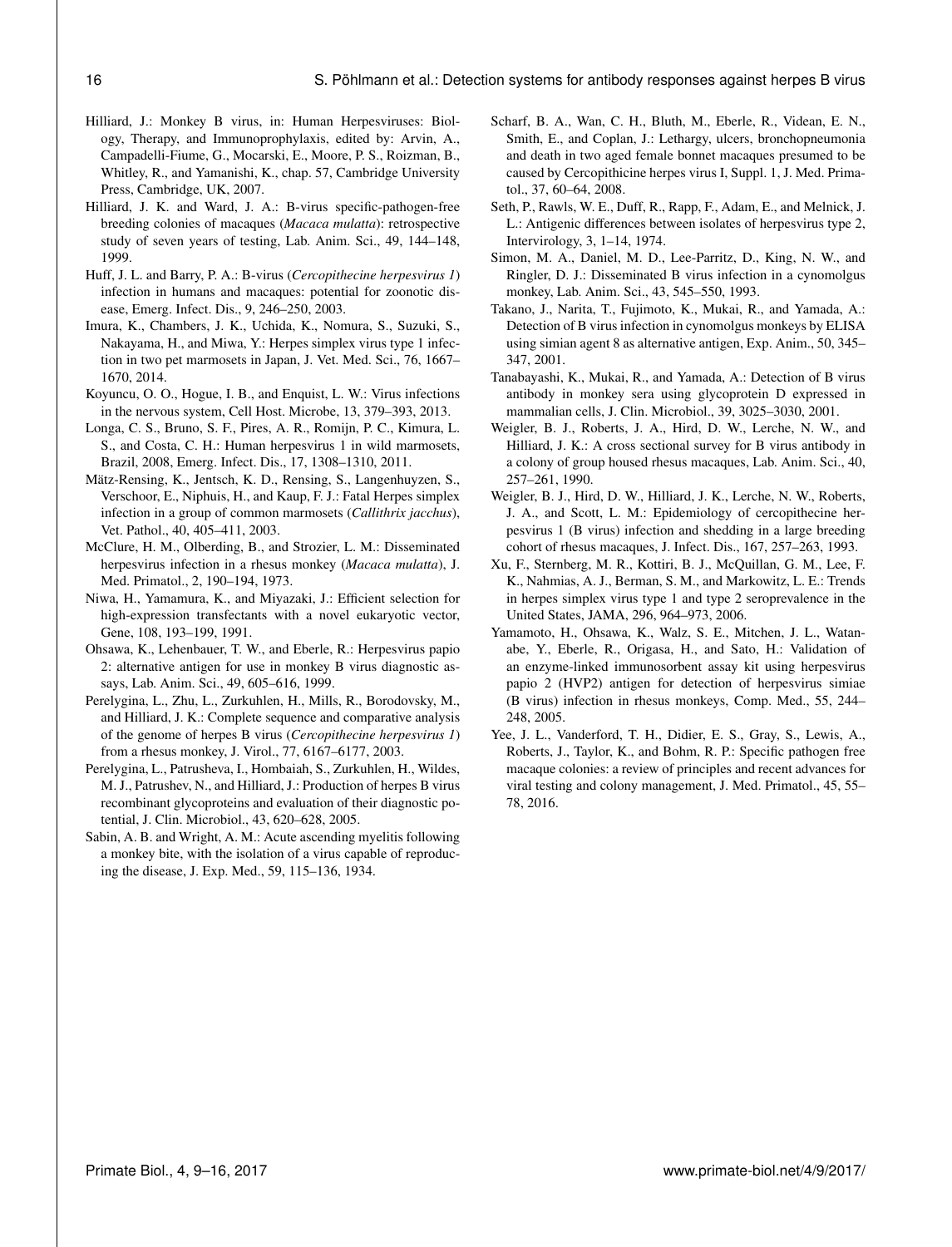Hilliard, J.: Monkey B virus, in: Human Herpesviruses: Biology, Therapy, and Immunoprophylaxis, edited by: Arvin, A., Campadelli-Fiume, G., Mocarski, E., Moore, P. S., Roizman, B., Whitley, R., and Yamanishi, K., chap. 57, Cambridge University Press, Cambridge, UK, 2007.

Hilliard, J. K. and Ward, J. A.: B-virus specific-pathogen-free breeding colonies of macaques (*Macaca mulatta*): retrospective study of seven years of testing, Lab. Anim. Sci., 49, 144–148, 1999.

Huff, J. L. and Barry, P. A.: B-virus (*Cercopithecine herpesvirus 1*) infection in humans and macaques: potential for zoonotic disease, Emerg. Infect. Dis., 9, 246–250, 2003.

Imura, K., Chambers, J. K., Uchida, K., Nomura, S., Suzuki, S., Nakayama, H., and Miwa, Y.: Herpes simplex virus type 1 infection in two pet marmosets in Japan, J. Vet. Med. Sci., 76, 1667–1670, 2014.

Koyuncu, O. O., Hogue, I. B., and Enquist, L. W.: Virus infections in the nervous system, Cell Host. Microbe, 13, 379–393, 2013.

Longa, C. S., Bruno, S. F., Pires, A. R., Romijn, P. C., Kimura, L. S., and Costa, C. H.: Human herpesvirus 1 in wild marmosets, Brazil, 2008, Emerg. Infect. Dis., 17, 1308–1310, 2011.

Mätz-Rensing, K., Jentsch, K. D., Rensing, S., Langenhuyzen, S., Verschoor, E., Niphuis, H., and Kaup, F. J.: Fatal Herpes simplex infection in a group of common marmosets (*Callithrix jacchus*), Vet. Pathol., 40, 405–411, 2003.

McClure, H. M., Olberding, B., and Strozier, L. M.: Disseminated herpesvirus infection in a rhesus monkey (*Macaca mulatta*), J. Med. Primatol., 2, 190–194, 1973.

Niwa, H., Yamamura, K., and Miyazaki, J.: Efficient selection for high-expression transfectants with a novel eukaryotic vector, Gene, 108, 193–199, 1991.

Ohsawa, K., Lehenbauer, T. W., and Eberle, R.: Herpesvirus papio 2: alternative antigen for use in monkey B virus diagnostic assays, Lab. Anim. Sci., 49, 605–616, 1999.

Perelygina, L., Zhu, L., Zurkuhlen, H., Mills, R., Borodovsky, M., and Hilliard, J. K.: Complete sequence and comparative analysis of the genome of herpes B virus (*Cercopithecine herpesvirus 1*) from a rhesus monkey, J. Virol., 77, 6167–6177, 2003.

Perelygina, L., Patrusheva, I., Hombaiah, S., Zurkuhlen, H., Wildes, M. J., Patrushev, N., and Hilliard, J.: Production of herpes B virus recombinant glycoproteins and evaluation of their diagnostic potential, J. Clin. Microbiol., 43, 620–628, 2005.

Sabin, A. B. and Wright, A. M.: Acute ascending myelitis following a monkey bite, with the isolation of a virus capable of reproducing the disease, J. Exp. Med., 59, 115–136, 1934.

Scharf, B. A., Wan, C. H., Bluth, M., Eberle, R., Videan, E. N., Smith, E., and Coplan, J.: Lethargy, ulcers, bronchopneumonia and death in two aged female bonnet macaques presumed to be caused by Cercopithicine herpes virus I, Suppl. 1, J. Med. Primatol., 37, 60–64, 2008.

Seth, P., Rawls, W. E., Duff, R., Rapp, F., Adam, E., and Melnick, J. L.: Antigenic differences between isolates of herpesvirus type 2, Intervirology, 3, 1–14, 1974.

Simon, M. A., Daniel, M. D., Lee-Parritz, D., King, N. W., and Ringler, D. J.: Disseminated B virus infection in a cynomolgus monkey, Lab. Anim. Sci., 43, 545–550, 1993.

Takano, J., Narita, T., Fujimoto, K., Mukai, R., and Yamada, A.: Detection of B virus infection in cynomolgus monkeys by ELISA using simian agent 8 as alternative antigen, Exp. Anim., 50, 345–347, 2001.

Tanabayashi, K., Mukai, R., and Yamada, A.: Detection of B virus antibody in monkey sera using glycoprotein D expressed in mammalian cells, J. Clin. Microbiol., 39, 3025–3030, 2001.

Weigler, B. J., Roberts, J. A., Hird, D. W., Lerche, N. W., and Hilliard, J. K.: A cross sectional survey for B virus antibody in a colony of group housed rhesus macaques, Lab. Anim. Sci., 40, 257–261, 1990.

Weigler, B. J., Hird, D. W., Hilliard, J. K., Lerche, N. W., Roberts, J. A., and Scott, L. M.: Epidemiology of cercopithecine herpesvirus 1 (B virus) infection and shedding in a large breeding cohort of rhesus macaques, J. Infect. Dis., 167, 257–263, 1993.

Xu, F., Sternberg, M. R., Kottiri, B. J., McQuillan, G. M., Lee, F. K., Nahmias, A. J., Berman, S. M., and Markowitz, L. E.: Trends in herpes simplex virus type 1 and type 2 seroprevalence in the United States, JAMA, 296, 964–973, 2006.

Yamamoto, H., Ohsawa, K., Walz, S. E., Mitchen, J. L., Watanabe, Y., Eberle, R., Origasa, H., and Sato, H.: Validation of an enzyme-linked immunosorbent assay kit using herpesvirus papio 2 (HVP2) antigen for detection of herpesvirus simiae (B virus) infection in rhesus monkeys, Comp. Med., 55, 244–248, 2005.

Yee, J. L., Vanderford, T. H., Didier, E. S., Gray, S., Lewis, A., Roberts, J., Taylor, K., and Bohm, R. P.: Specific pathogen free macaque colonies: a review of principles and recent advances for viral testing and colony management, J. Med. Primatol., 45, 55–78, 2016.